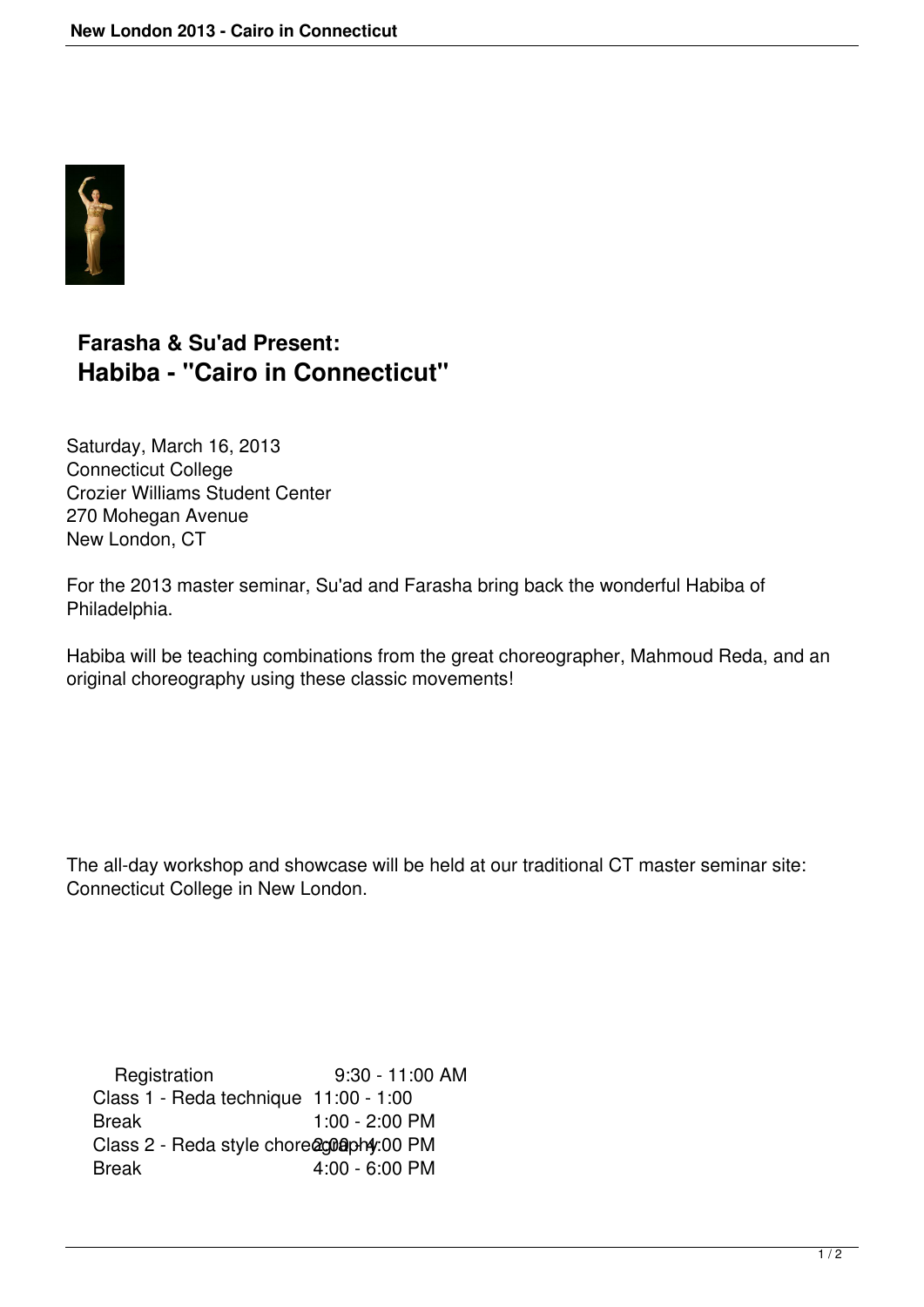**Farasha & Su'ad Present:**

## Habiba - "Cairo in Connecticut"

Saturday, March 16, 2013
Connecticut College
Crozier Williams Student Center
270 Mohegan Avenue
New London, CT

For the 2013 master seminar, Su'ad and Farasha bring back the wonderful Habiba of Philadelphia.

Habiba will be teaching combinations from the great choreographer, Mahmoud Reda, and an original choreography using these classic movements!

The all-day workshop and showcase will be held at our traditional CT master seminar site: Connecticut College in New London.

| | |
|---|---|
| Registration | 9:30 - 11:00 AM |
| Class 1 - Reda technique | 11:00 - 1:00 |
| Break | 1:00 - 2:00 PM |
| Class 2 - Reda style choreography | 2:00 - 4:00 PM |
| Break | 4:00 - 6:00 PM |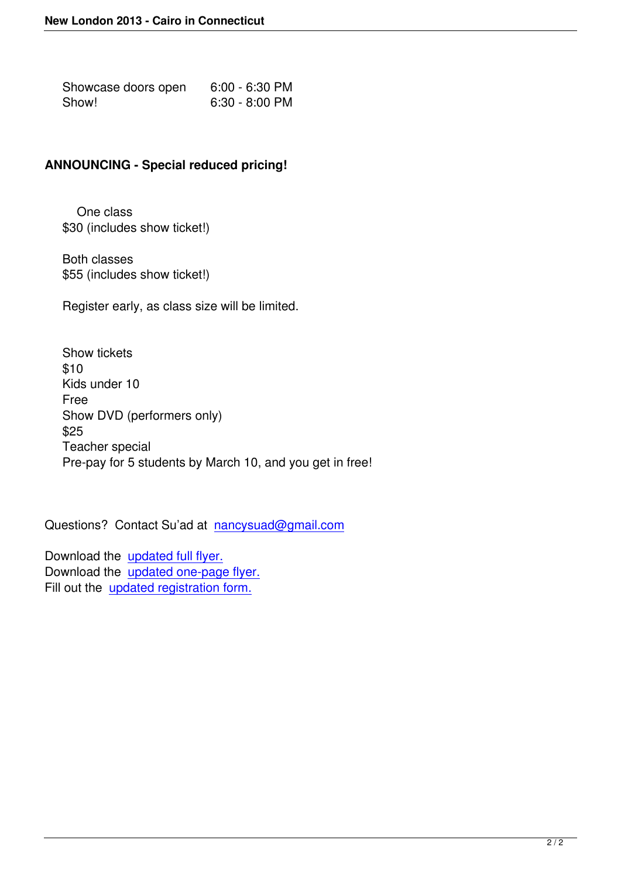| | |
|---|---|
| Showcase doors open | 6:00 - 6:30 PM |
| Show! | 6:30 - 8:00 PM |

**ANNOUNCING - Special reduced pricing!**

One class
$30 (includes show ticket!)

Both classes
$55 (includes show ticket!)

Register early, as class size will be limited.

Show tickets
$10
Kids under 10
Free
Show DVD (performers only)
$25
Teacher special
Pre-pay for 5 students by March 10, and you get in free!

Questions? Contact Su'ad at nancysuad@gmail.com

Download the updated full flyer.
Download the updated one-page flyer.
Fill out the updated registration form.